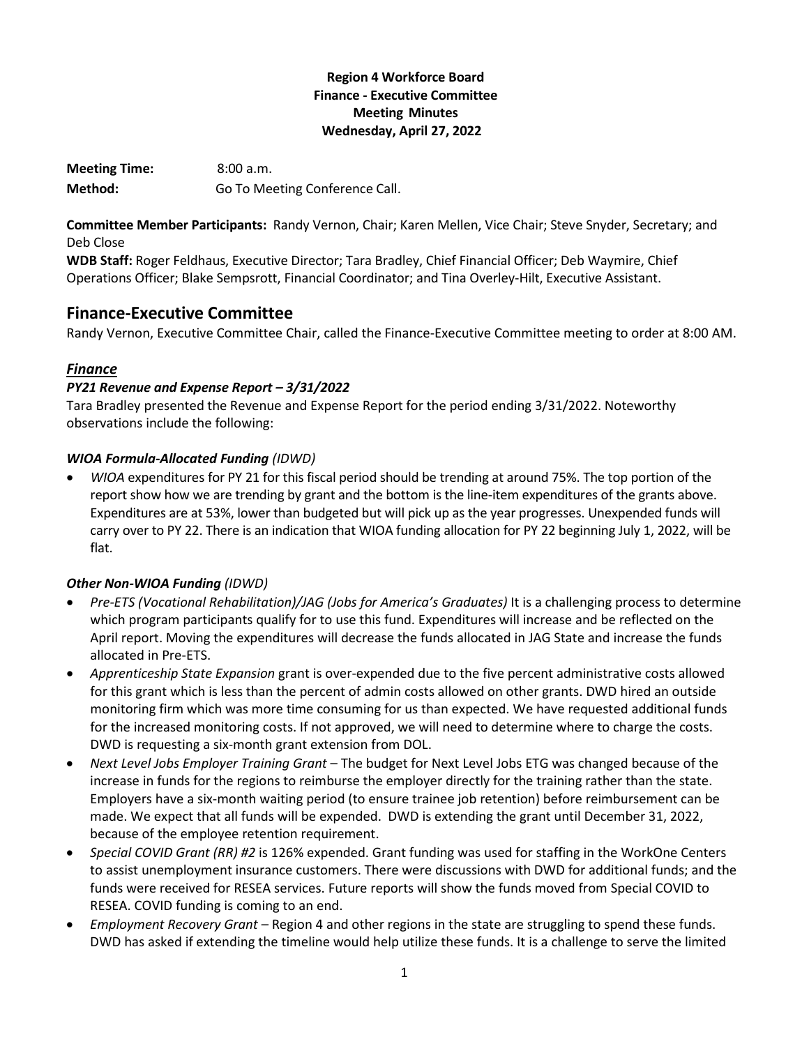**Region 4 Workforce Board**
**Finance - Executive Committee**
**Meeting Minutes**
**Wednesday, April 27, 2022**

**Meeting Time:** 8:00 a.m.
**Method:** Go To Meeting Conference Call.

**Committee Member Participants:** Randy Vernon, Chair; Karen Mellen, Vice Chair; Steve Snyder, Secretary; and Deb Close
**WDB Staff:** Roger Feldhaus, Executive Director; Tara Bradley, Chief Financial Officer; Deb Waymire, Chief Operations Officer; Blake Sempsrott, Financial Coordinator; and Tina Overley-Hilt, Executive Assistant.

# Finance-Executive Committee

Randy Vernon, Executive Committee Chair, called the Finance-Executive Committee meeting to order at 8:00 AM.

## ***Finance***

### ***PY21 Revenue and Expense Report – 3/31/2022***

Tara Bradley presented the Revenue and Expense Report for the period ending 3/31/2022. Noteworthy observations include the following:

### ***WIOA Formula-Allocated Funding*** *(IDWD)*

- *WIOA* expenditures for PY 21 for this fiscal period should be trending at around 75%. The top portion of the report show how we are trending by grant and the bottom is the line-item expenditures of the grants above. Expenditures are at 53%, lower than budgeted but will pick up as the year progresses. Unexpended funds will carry over to PY 22. There is an indication that WIOA funding allocation for PY 22 beginning July 1, 2022, will be flat.

### ***Other Non-WIOA Funding*** *(IDWD)*

- *Pre-ETS (Vocational Rehabilitation)/JAG (Jobs for America's Graduates)* It is a challenging process to determine which program participants qualify for to use this fund. Expenditures will increase and be reflected on the April report. Moving the expenditures will decrease the funds allocated in JAG State and increase the funds allocated in Pre-ETS.
- *Apprenticeship State Expansion* grant is over-expended due to the five percent administrative costs allowed for this grant which is less than the percent of admin costs allowed on other grants. DWD hired an outside monitoring firm which was more time consuming for us than expected. We have requested additional funds for the increased monitoring costs. If not approved, we will need to determine where to charge the costs. DWD is requesting a six-month grant extension from DOL.
- *Next Level Jobs Employer Training Grant* – The budget for Next Level Jobs ETG was changed because of the increase in funds for the regions to reimburse the employer directly for the training rather than the state. Employers have a six-month waiting period (to ensure trainee job retention) before reimbursement can be made. We expect that all funds will be expended. DWD is extending the grant until December 31, 2022, because of the employee retention requirement.
- *Special COVID Grant (RR) #2* is 126% expended. Grant funding was used for staffing in the WorkOne Centers to assist unemployment insurance customers. There were discussions with DWD for additional funds; and the funds were received for RESEA services. Future reports will show the funds moved from Special COVID to RESEA. COVID funding is coming to an end.
- *Employment Recovery Grant* – Region 4 and other regions in the state are struggling to spend these funds. DWD has asked if extending the timeline would help utilize these funds. It is a challenge to serve the limited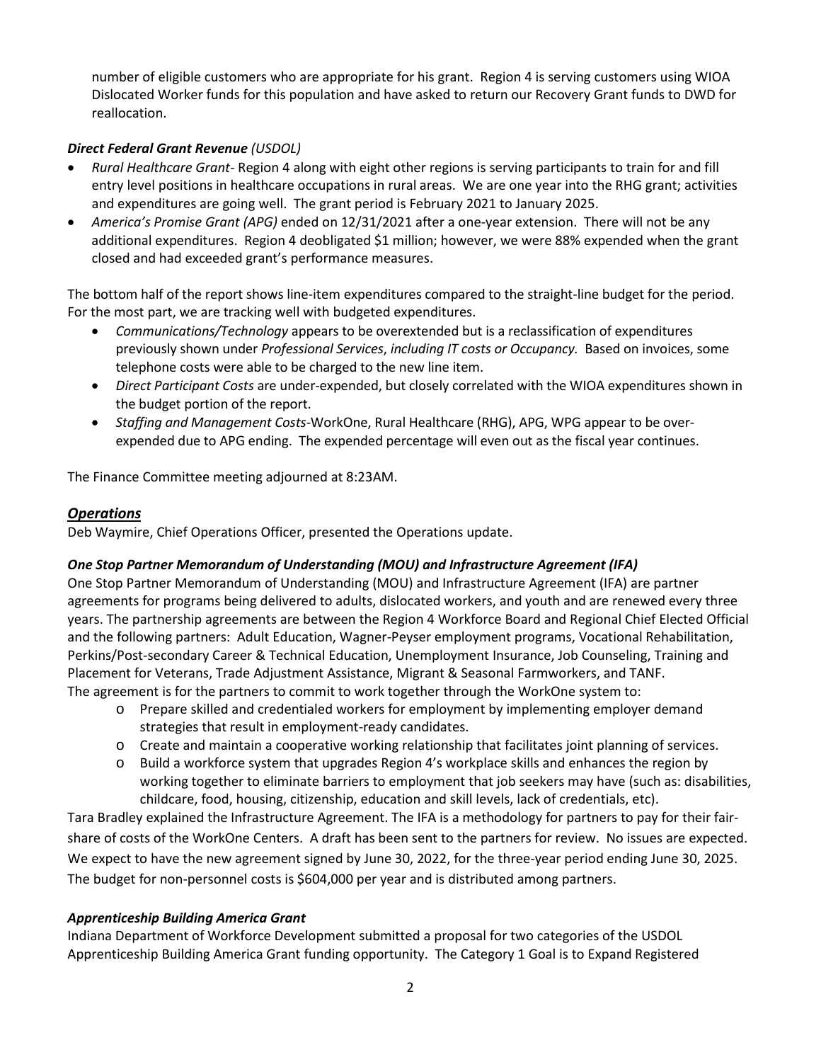number of eligible customers who are appropriate for his grant. Region 4 is serving customers using WIOA Dislocated Worker funds for this population and have asked to return our Recovery Grant funds to DWD for reallocation.

### *Direct Federal Grant Revenue (USDOL)*

- *Rural Healthcare Grant*- Region 4 along with eight other regions is serving participants to train for and fill entry level positions in healthcare occupations in rural areas. We are one year into the RHG grant; activities and expenditures are going well. The grant period is February 2021 to January 2025.
- *America's Promise Grant (APG)* ended on 12/31/2021 after a one-year extension. There will not be any additional expenditures. Region 4 deobligated $1 million; however, we were 88% expended when the grant closed and had exceeded grant's performance measures.

The bottom half of the report shows line-item expenditures compared to the straight-line budget for the period. For the most part, we are tracking well with budgeted expenditures.

- *Communications/Technology* appears to be overextended but is a reclassification of expenditures previously shown under *Professional Services, including IT costs or Occupancy.* Based on invoices, some telephone costs were able to be charged to the new line item.
- *Direct Participant Costs* are under-expended, but closely correlated with the WIOA expenditures shown in the budget portion of the report.
- *Staffing and Management Costs*-WorkOne, Rural Healthcare (RHG), APG, WPG appear to be over-expended due to APG ending. The expended percentage will even out as the fiscal year continues.

The Finance Committee meeting adjourned at 8:23AM.

## *Operations*

Deb Waymire, Chief Operations Officer, presented the Operations update.

### *One Stop Partner Memorandum of Understanding (MOU) and Infrastructure Agreement (IFA)*

One Stop Partner Memorandum of Understanding (MOU) and Infrastructure Agreement (IFA) are partner agreements for programs being delivered to adults, dislocated workers, and youth and are renewed every three years. The partnership agreements are between the Region 4 Workforce Board and Regional Chief Elected Official and the following partners: Adult Education, Wagner-Peyser employment programs, Vocational Rehabilitation, Perkins/Post-secondary Career & Technical Education, Unemployment Insurance, Job Counseling, Training and Placement for Veterans, Trade Adjustment Assistance, Migrant & Seasonal Farmworkers, and TANF.
The agreement is for the partners to commit to work together through the WorkOne system to:

- Prepare skilled and credentialed workers for employment by implementing employer demand strategies that result in employment-ready candidates.
- Create and maintain a cooperative working relationship that facilitates joint planning of services.
- Build a workforce system that upgrades Region 4's workplace skills and enhances the region by working together to eliminate barriers to employment that job seekers may have (such as: disabilities, childcare, food, housing, citizenship, education and skill levels, lack of credentials, etc).

Tara Bradley explained the Infrastructure Agreement. The IFA is a methodology for partners to pay for their fair-share of costs of the WorkOne Centers. A draft has been sent to the partners for review. No issues are expected. We expect to have the new agreement signed by June 30, 2022, for the three-year period ending June 30, 2025. The budget for non-personnel costs is $604,000 per year and is distributed among partners.

### *Apprenticeship Building America Grant*

Indiana Department of Workforce Development submitted a proposal for two categories of the USDOL Apprenticeship Building America Grant funding opportunity. The Category 1 Goal is to Expand Registered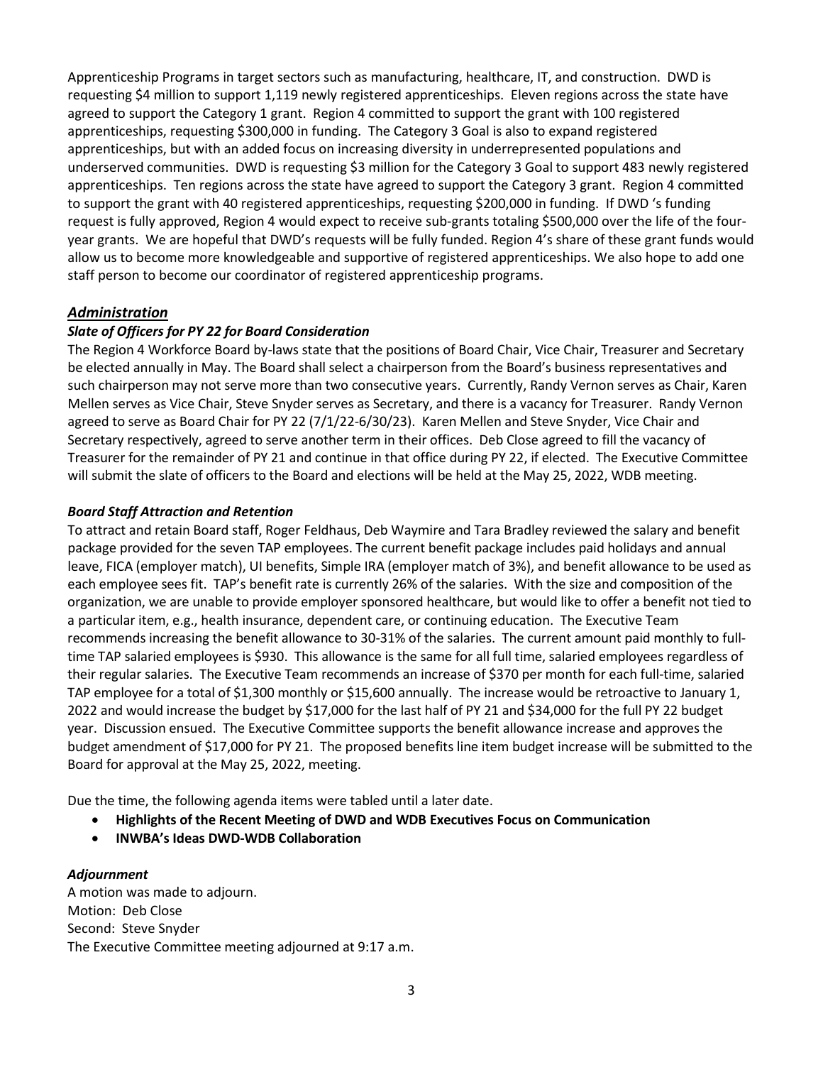Apprenticeship Programs in target sectors such as manufacturing, healthcare, IT, and construction. DWD is requesting $4 million to support 1,119 newly registered apprenticeships. Eleven regions across the state have agreed to support the Category 1 grant. Region 4 committed to support the grant with 100 registered apprenticeships, requesting $300,000 in funding. The Category 3 Goal is also to expand registered apprenticeships, but with an added focus on increasing diversity in underrepresented populations and underserved communities. DWD is requesting $3 million for the Category 3 Goal to support 483 newly registered apprenticeships. Ten regions across the state have agreed to support the Category 3 grant. Region 4 committed to support the grant with 40 registered apprenticeships, requesting $200,000 in funding. If DWD 's funding request is fully approved, Region 4 would expect to receive sub-grants totaling $500,000 over the life of the four-year grants. We are hopeful that DWD's requests will be fully funded. Region 4's share of these grant funds would allow us to become more knowledgeable and supportive of registered apprenticeships. We also hope to add one staff person to become our coordinator of registered apprenticeship programs.

## ***Administration***

### ***Slate of Officers for PY 22 for Board Consideration***

The Region 4 Workforce Board by-laws state that the positions of Board Chair, Vice Chair, Treasurer and Secretary be elected annually in May. The Board shall select a chairperson from the Board's business representatives and such chairperson may not serve more than two consecutive years. Currently, Randy Vernon serves as Chair, Karen Mellen serves as Vice Chair, Steve Snyder serves as Secretary, and there is a vacancy for Treasurer. Randy Vernon agreed to serve as Board Chair for PY 22 (7/1/22-6/30/23). Karen Mellen and Steve Snyder, Vice Chair and Secretary respectively, agreed to serve another term in their offices. Deb Close agreed to fill the vacancy of Treasurer for the remainder of PY 21 and continue in that office during PY 22, if elected. The Executive Committee will submit the slate of officers to the Board and elections will be held at the May 25, 2022, WDB meeting.

### ***Board Staff Attraction and Retention***

To attract and retain Board staff, Roger Feldhaus, Deb Waymire and Tara Bradley reviewed the salary and benefit package provided for the seven TAP employees. The current benefit package includes paid holidays and annual leave, FICA (employer match), UI benefits, Simple IRA (employer match of 3%), and benefit allowance to be used as each employee sees fit. TAP's benefit rate is currently 26% of the salaries. With the size and composition of the organization, we are unable to provide employer sponsored healthcare, but would like to offer a benefit not tied to a particular item, e.g., health insurance, dependent care, or continuing education. The Executive Team recommends increasing the benefit allowance to 30-31% of the salaries. The current amount paid monthly to full-time TAP salaried employees is $930. This allowance is the same for all full time, salaried employees regardless of their regular salaries. The Executive Team recommends an increase of $370 per month for each full-time, salaried TAP employee for a total of $1,300 monthly or $15,600 annually. The increase would be retroactive to January 1, 2022 and would increase the budget by $17,000 for the last half of PY 21 and $34,000 for the full PY 22 budget year. Discussion ensued. The Executive Committee supports the benefit allowance increase and approves the budget amendment of $17,000 for PY 21. The proposed benefits line item budget increase will be submitted to the Board for approval at the May 25, 2022, meeting.

Due the time, the following agenda items were tabled until a later date.

- **Highlights of the Recent Meeting of DWD and WDB Executives Focus on Communication**
- **INWBA's Ideas DWD-WDB Collaboration**

### ***Adjournment***

A motion was made to adjourn.
Motion: Deb Close
Second: Steve Snyder
The Executive Committee meeting adjourned at 9:17 a.m.